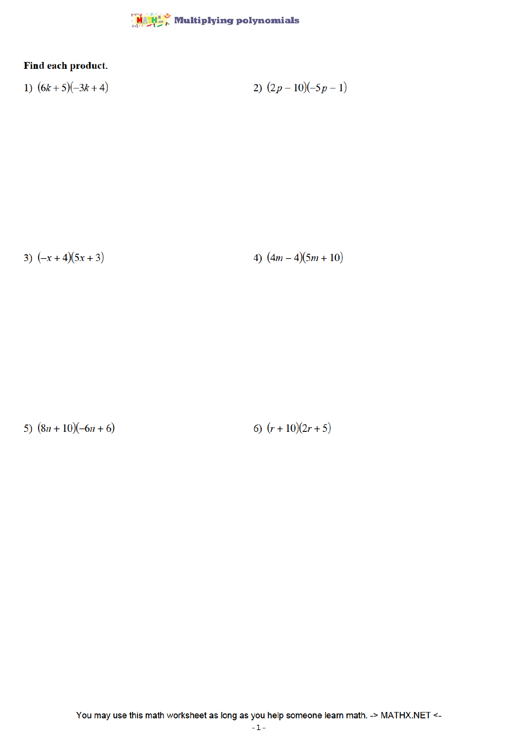# Multiplying polynomials

**Find each product.**

1) $(6k+5)(-3k+4)$

2) $(2p-10)(-5p-1)$

3) $(-x+4)(5x+3)$

4) $(4m-4)(5m+10)$

5) $(8n+10)(-6n+6)$

6) $(r+10)(2r+5)$

You may use this math worksheet as long as you help someone learn math. -> MATHX.NET <-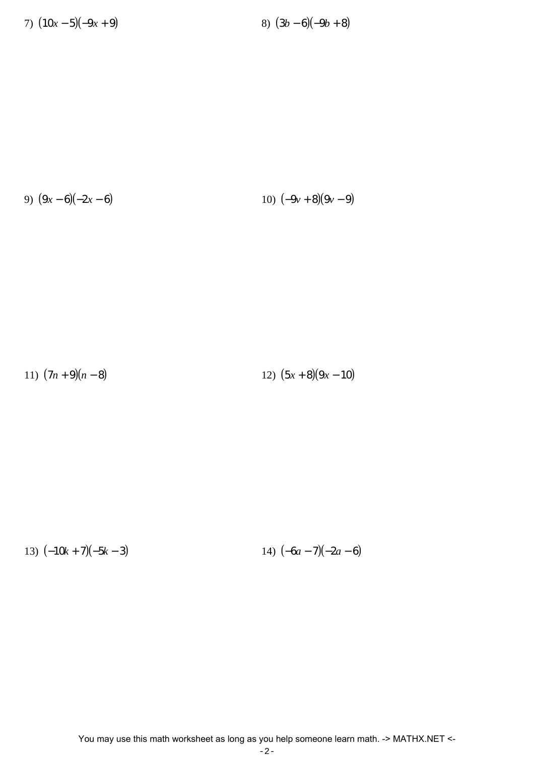7) $(10x - 5)(-9x + 9)$

8) $(3b - 6)(-9b + 8)$

9) $(9x - 6)(-2x - 6)$

10) $(-9v + 8)(9v - 9)$

11) $(7n + 9)(n - 8)$

12) $(5x + 8)(9x - 10)$

13) $(-10k + 7)(-5k - 3)$

14) $(-6a - 7)(-2a - 6)$

You may use this math worksheet as long as you help someone learn math. -> MATHX.NET <-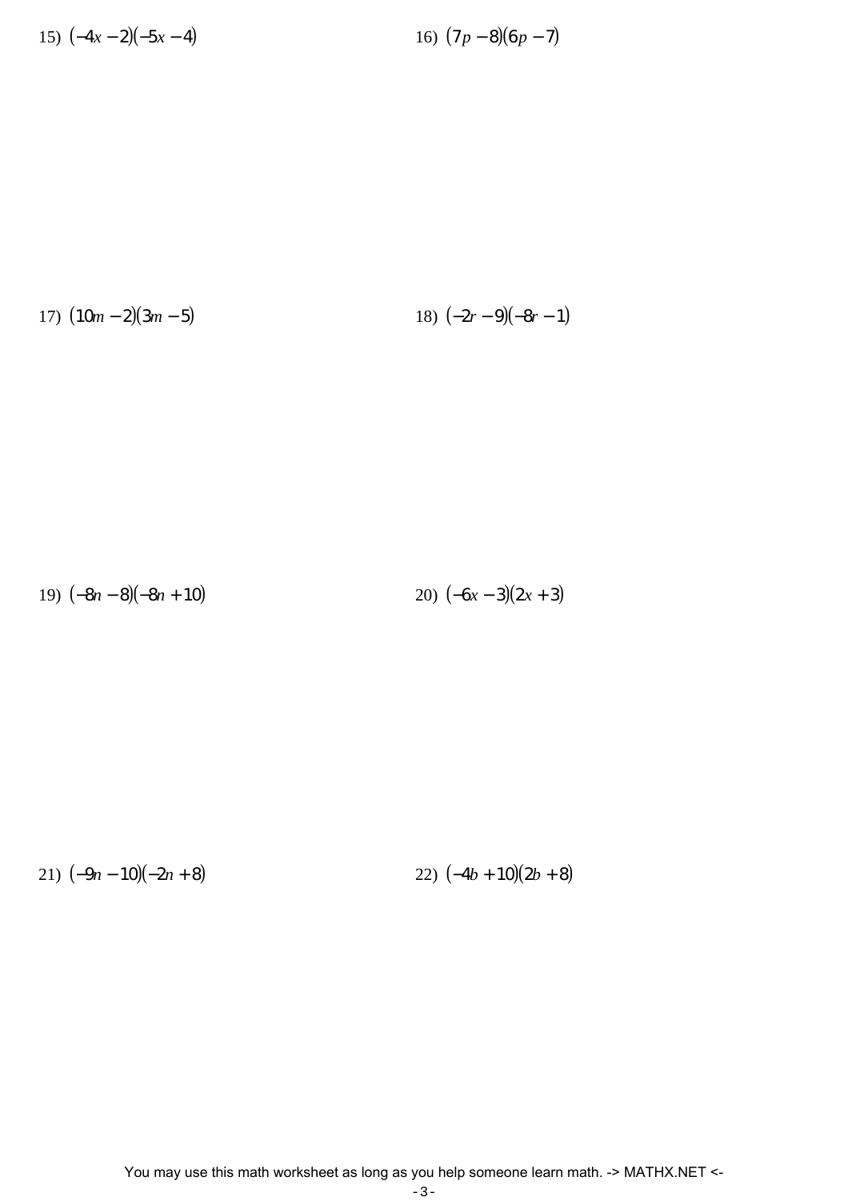15) $(-4x - 2)(-5x - 4)$

16) $(7p - 8)(6p - 7)$

17) $(10m - 2)(3m - 5)$

18) $(-2r - 9)(-8r - 1)$

19) $(-8n - 8)(-8n + 10)$

20) $(-6x - 3)(2x + 3)$

21) $(-9n - 10)(-2n + 8)$

22) $(-4b + 10)(2b + 8)$

You may use this math worksheet as long as you help someone learn math. -> MATHX.NET <-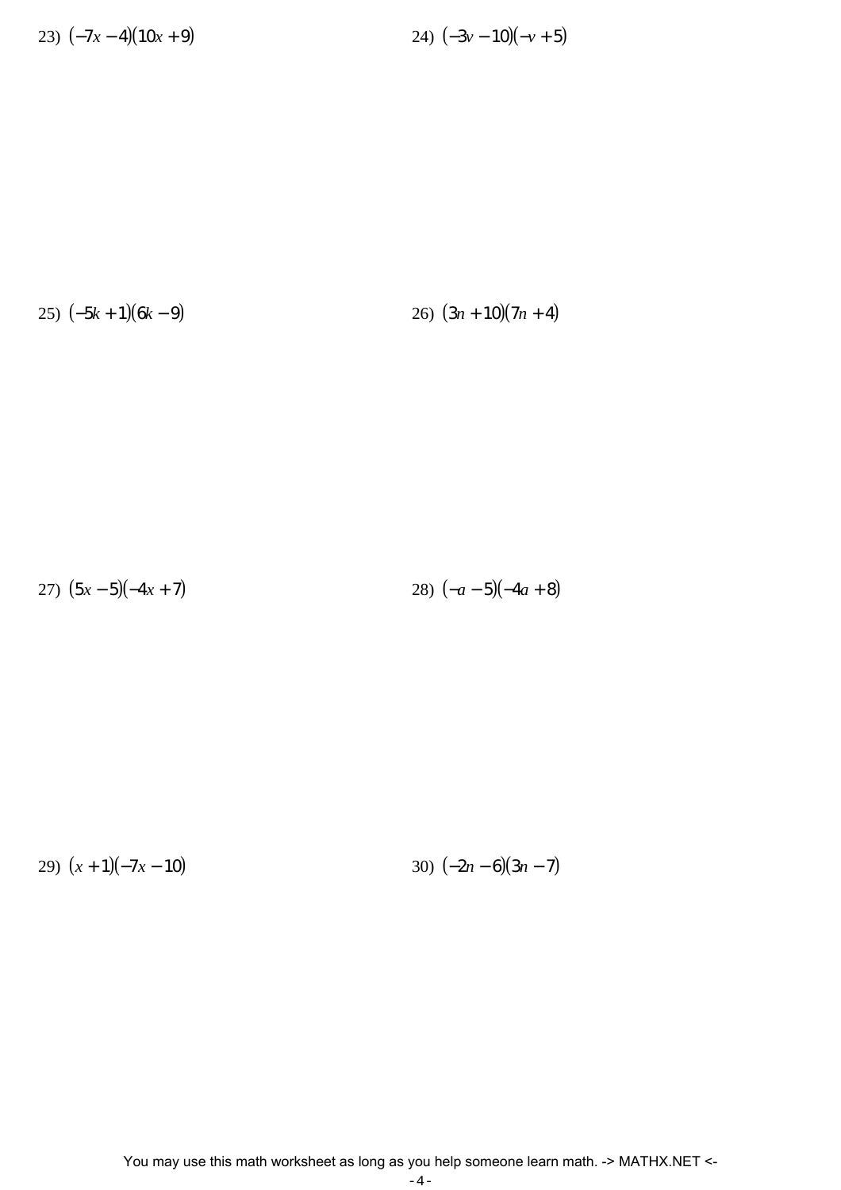23) $(-7x-4)(10x+9)$

24) $(-3v-10)(-v+5)$

25) $(-5k+1)(6k-9)$

26) $(3n+10)(7n+4)$

27) $(5x-5)(-4x+7)$

28) $(-a-5)(-4a+8)$

29) $(x+1)(-7x-10)$

30) $(-2n-6)(3n-7)$

You may use this math worksheet as long as you help someone learn math. -> MATHX.NET <-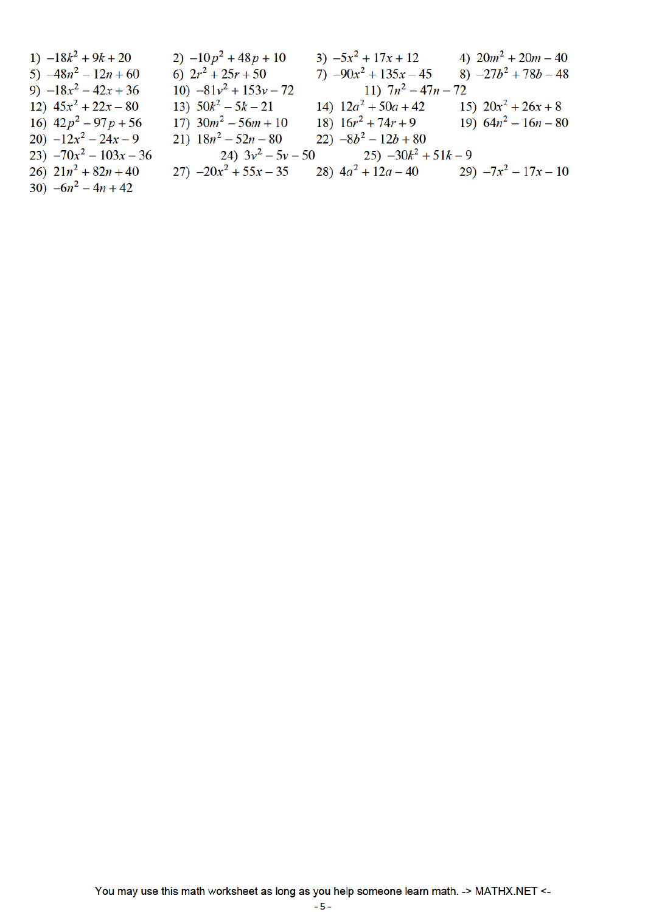1) $-18k^2 + 9k + 20$

2) $-10p^2 + 48p + 10$

3) $-5x^2 + 17x + 12$

4) $20m^2 + 20m - 40$

5) $-48n^2 - 12n + 60$

6) $2r^2 + 25r + 50$

7) $-90x^2 + 135x - 45$

8) $-27b^2 + 78b - 48$

9) $-18x^2 - 42x + 36$

10) $-81v^2 + 153v - 72$

11) $7n^2 - 47n - 72$

12) $45x^2 + 22x - 80$

13) $50k^2 - 5k - 21$

14) $12a^2 + 50a + 42$

15) $20x^2 + 26x + 8$

16) $42p^2 - 97p + 56$

17) $30m^2 - 56m + 10$

18) $16r^2 + 74r + 9$

19) $64n^2 - 16n - 80$

20) $-12x^2 - 24x - 9$

21) $18n^2 - 52n - 80$

22) $-8b^2 - 12b + 80$

23) $-70x^2 - 103x - 36$

24) $3v^2 - 5v - 50$

25) $-30k^2 + 51k - 9$

26) $21n^2 + 82n + 40$

27) $-20x^2 + 55x - 35$

28) $4a^2 + 12a - 40$

29) $-7x^2 - 17x - 10$

30) $-6n^2 - 4n + 42$

You may use this math worksheet as long as you help someone learn math. -> MATHX.NET <-